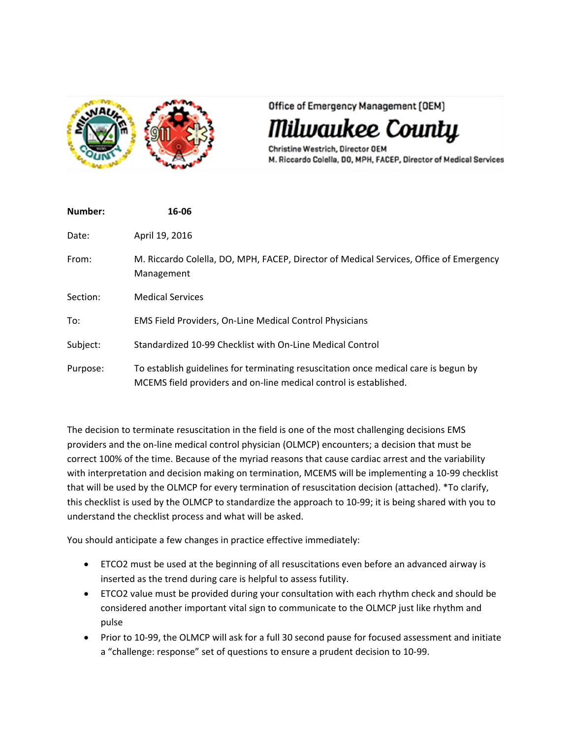Office of Emergency Management (OEM)

# Milwaukee County

Christine Westrich, Director OEM
M. Riccardo Colella, DO, MPH, FACEP, Director of Medical Services

**Number:** **16-06**

Date: April 19, 2016

From: M. Riccardo Colella, DO, MPH, FACEP, Director of Medical Services, Office of Emergency Management

Section: Medical Services

To: EMS Field Providers, On-Line Medical Control Physicians

Subject: Standardized 10-99 Checklist with On-Line Medical Control

Purpose: To establish guidelines for terminating resuscitation once medical care is begun by MCEMS field providers and on-line medical control is established.

The decision to terminate resuscitation in the field is one of the most challenging decisions EMS providers and the on-line medical control physician (OLMCP) encounters; a decision that must be correct 100% of the time. Because of the myriad reasons that cause cardiac arrest and the variability with interpretation and decision making on termination, MCEMS will be implementing a 10-99 checklist that will be used by the OLMCP for every termination of resuscitation decision (attached). *To clarify, this checklist is used by the OLMCP to standardize the approach to 10-99; it is being shared with you to understand the checklist process and what will be asked.

You should anticipate a few changes in practice effective immediately:

- ETCO2 must be used at the beginning of all resuscitations even before an advanced airway is inserted as the trend during care is helpful to assess futility.
- ETCO2 value must be provided during your consultation with each rhythm check and should be considered another important vital sign to communicate to the OLMCP just like rhythm and pulse
- Prior to 10-99, the OLMCP will ask for a full 30 second pause for focused assessment and initiate a "challenge: response" set of questions to ensure a prudent decision to 10-99.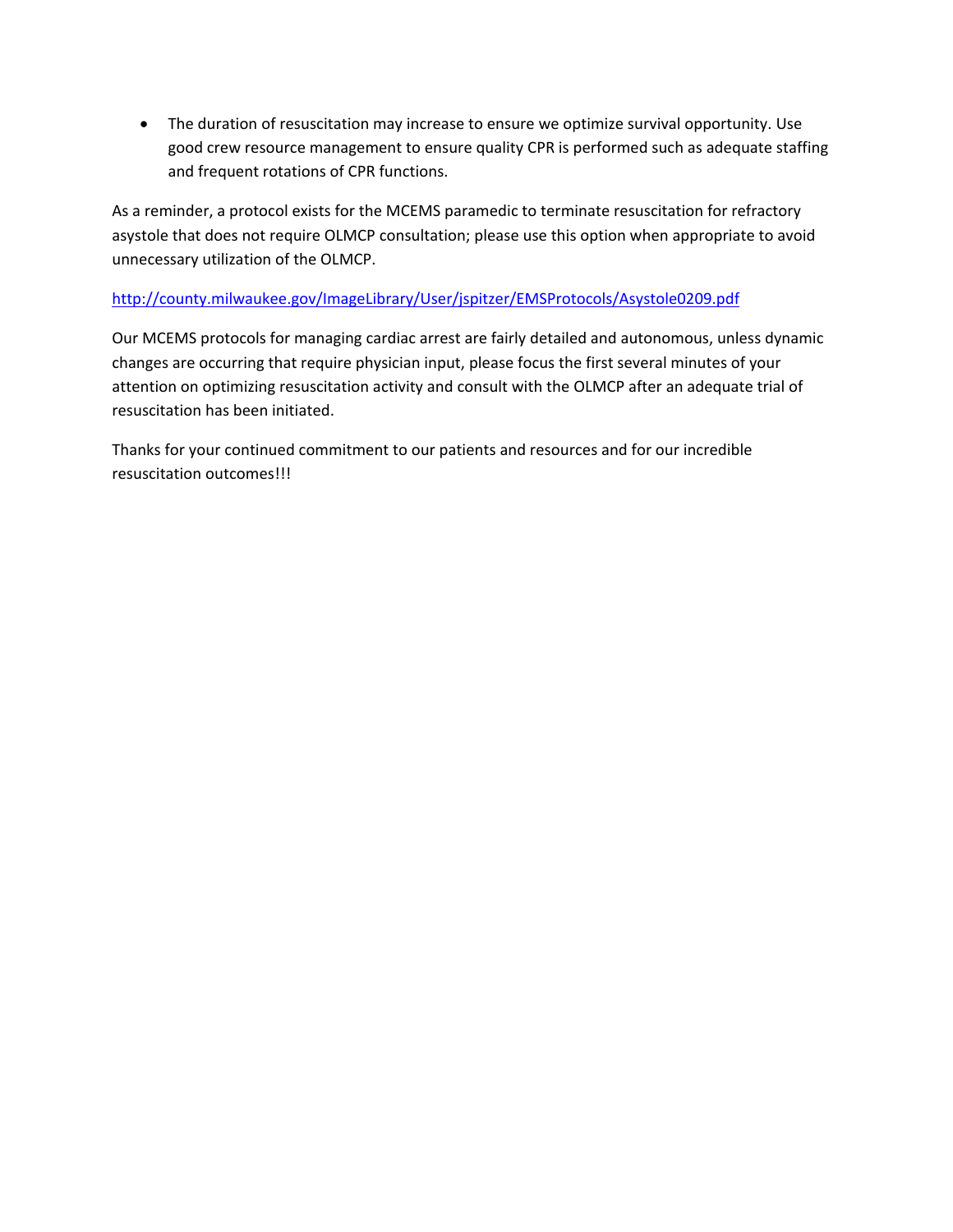- The duration of resuscitation may increase to ensure we optimize survival opportunity. Use good crew resource management to ensure quality CPR is performed such as adequate staffing and frequent rotations of CPR functions.

As a reminder, a protocol exists for the MCEMS paramedic to terminate resuscitation for refractory asystole that does not require OLMCP consultation; please use this option when appropriate to avoid unnecessary utilization of the OLMCP.

[http://county.milwaukee.gov/ImageLibrary/User/jspitzer/EMSProtocols/Asystole0209.pdf](http://county.milwaukee.gov/ImageLibrary/User/jspitzer/EMSProtocols/Asystole0209.pdf)

Our MCEMS protocols for managing cardiac arrest are fairly detailed and autonomous, unless dynamic changes are occurring that require physician input, please focus the first several minutes of your attention on optimizing resuscitation activity and consult with the OLMCP after an adequate trial of resuscitation has been initiated.

Thanks for your continued commitment to our patients and resources and for our incredible resuscitation outcomes!!!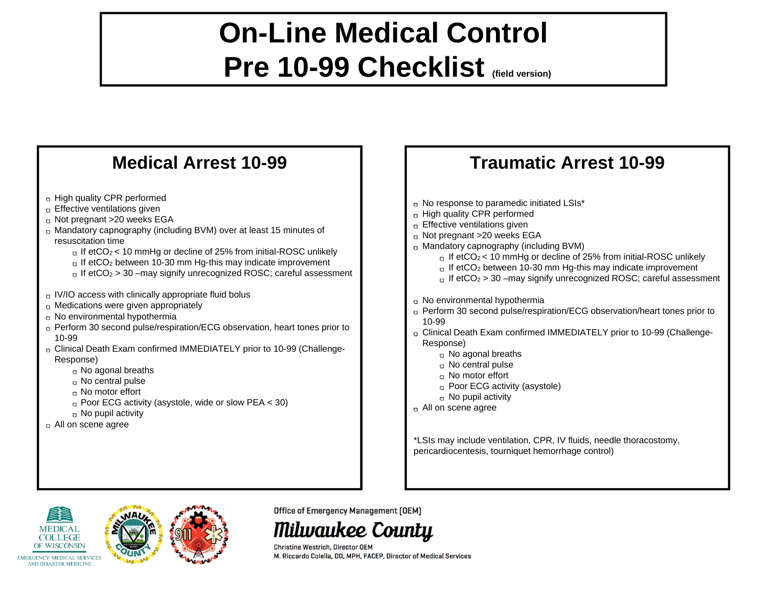# On-Line Medical Control
# Pre 10-99 Checklist (field version)

## Medical Arrest 10-99

- ☐ High quality CPR performed
- ☐ Effective ventilations given
- ☐ Not pregnant >20 weeks EGA
- ☐ Mandatory capnography (including BVM) over at least 15 minutes of resuscitation time
  - ☐ If $etCO_2$ < 10 mmHg or decline of 25% from initial-ROSC unlikely
  - ☐ If $etCO_2$ between 10-30 mm Hg-this may indicate improvement
  - ☐ If $etCO_2$ > 30 –may signify unrecognized ROSC; careful assessment
- ☐ IV/IO access with clinically appropriate fluid bolus
- ☐ Medications were given appropriately
- ☐ No environmental hypothermia
- ☐ Perform 30 second pulse/respiration/ECG observation, heart tones prior to 10-99
- ☐ Clinical Death Exam confirmed IMMEDIATELY prior to 10-99 (Challenge-Response)
  - ☐ No agonal breaths
  - ☐ No central pulse
  - ☐ No motor effort
  - ☐ Poor ECG activity (asystole, wide or slow PEA < 30)
  - ☐ No pupil activity
- ☐ All on scene agree

## Traumatic Arrest 10-99

- ☐ No response to paramedic initiated LSIs*
- ☐ High quality CPR performed
- ☐ Effective ventilations given
- ☐ Not pregnant >20 weeks EGA
- ☐ Mandatory capnography (including BVM)
  - ☐ If $etCO_2$ < 10 mmHg or decline of 25% from initial-ROSC unlikely
  - ☐ If $etCO_2$ between 10-30 mm Hg-this may indicate improvement
  - ☐ If $etCO_2$ > 30 –may signify unrecognized ROSC; careful assessment
- ☐ No environmental hypothermia
- ☐ Perform 30 second pulse/respiration/ECG observation/heart tones prior to 10-99
- ☐ Clinical Death Exam confirmed IMMEDIATELY prior to 10-99 (Challenge-Response)
  - ☐ No agonal breaths
  - ☐ No central pulse
  - ☐ No motor effort
  - ☐ Poor ECG activity (asystole)
  - ☐ No pupil activity
- ☐ All on scene agree

*LSIs may include ventilation, CPR, IV fluids, needle thoracostomy, pericardiocentesis, tourniquet hemorrhage control)

Medical College of Wisconsin
Emergency Medical Services and Disaster Medicine

Office of Emergency Management (OEM)
Milwaukee County
Christine Westrich, Director OEM
M. Riccardo Colella, DO, MPH, FACEP, Director of Medical Services